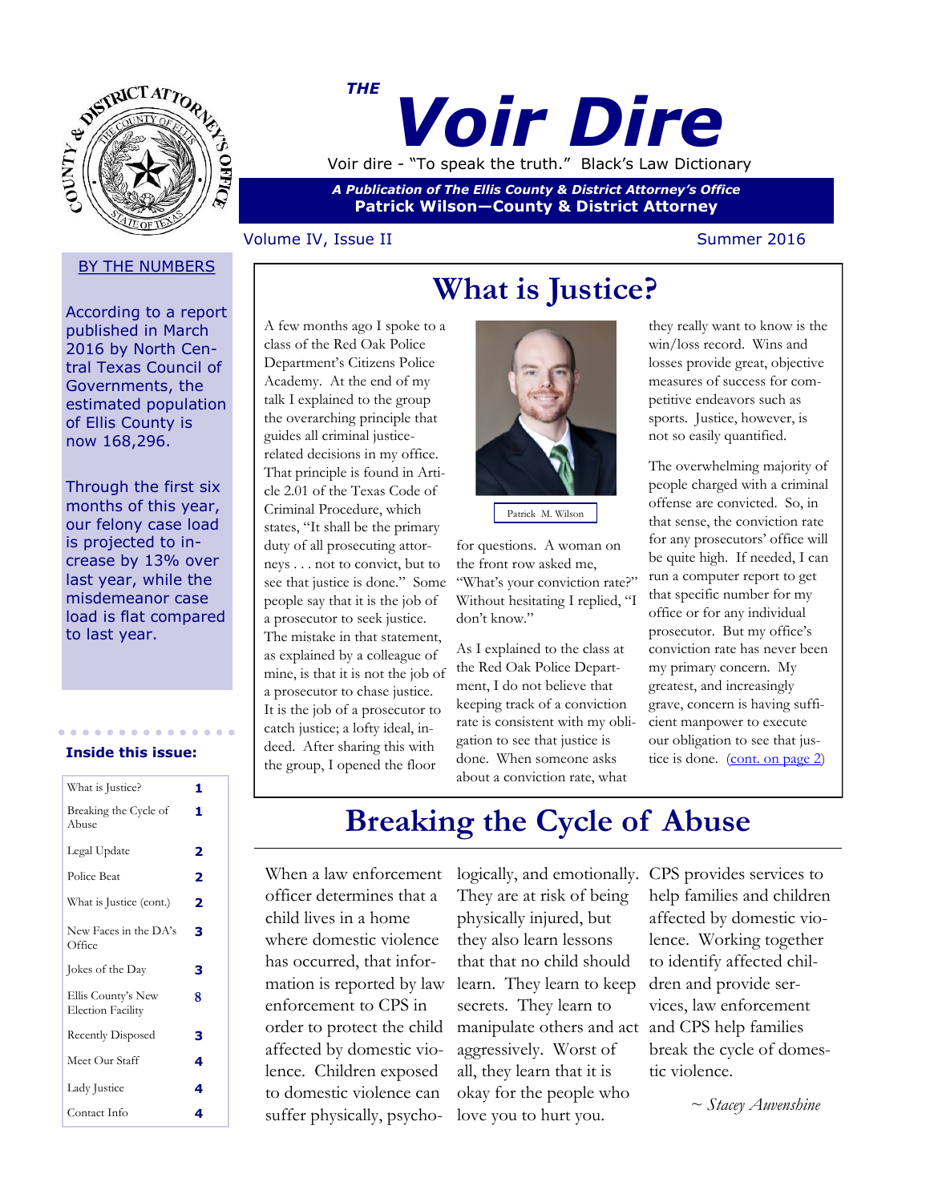*THE*

# Voir Dire

Voir dire - "To speak the truth." Black's Law Dictionary

***A Publication of The Ellis County & District Attorney's Office***
**Patrick Wilson—County & District Attorney**

Volume IV, Issue II — Summer 2016

## BY THE NUMBERS

According to a report published in March 2016 by North Central Texas Council of Governments, the estimated population of Ellis County is now 168,296.

Through the first six months of this year, our felony case load is projected to increase by 13% over last year, while the misdemeanor case load is flat compared to last year.

### Inside this issue:

| | |
|---|---|
| What is Justice? | 1 |
| Breaking the Cycle of Abuse | 1 |
| Legal Update | 2 |
| Police Beat | 2 |
| What is Justice (cont.) | 2 |
| New Faces in the DA's Office | 3 |
| Jokes of the Day | 3 |
| Ellis County's New Election Facility | 8 |
| Recently Disposed | 3 |
| Meet Our Staff | 4 |
| Lady Justice | 4 |
| Contact Info | 4 |

## What is Justice?

A few months ago I spoke to a class of the Red Oak Police Department's Citizens Police Academy. At the end of my talk I explained to the group the overarching principle that guides all criminal justice-related decisions in my office. That principle is found in Article 2.01 of the Texas Code of Criminal Procedure, which states, "It shall be the primary duty of all prosecuting attorneys . . . not to convict, but to see that justice is done." Some people say that it is the job of a prosecutor to seek justice. The mistake in that statement, as explained by a colleague of mine, is that it is not the job of a prosecutor to chase justice. It is the job of a prosecutor to catch justice; a lofty ideal, indeed. After sharing this with the group, I opened the floor for questions. A woman on the front row asked me, "What's your conviction rate?" Without hesitating I replied, "I don't know."

Patrick M. Wilson

As I explained to the class at the Red Oak Police Department, I do not believe that keeping track of a conviction rate is consistent with my obligation to see that justice is done. When someone asks about a conviction rate, what they really want to know is the win/loss record. Wins and losses provide great, objective measures of success for competitive endeavors such as sports. Justice, however, is not so easily quantified.

The overwhelming majority of people charged with a criminal offense are convicted. So, in that sense, the conviction rate for any prosecutors' office will be quite high. If needed, I can run a computer report to get that specific number for my office or for any individual prosecutor. But my office's conviction rate has never been my primary concern. My greatest, and increasingly grave, concern is having sufficient manpower to execute our obligation to see that justice is done. (cont. on page 2)

## Breaking the Cycle of Abuse

When a law enforcement officer determines that a child lives in a home where domestic violence has occurred, that information is reported by law enforcement to CPS in order to protect the child affected by domestic violence. Children exposed to domestic violence can suffer physically, psychologically, and emotionally. They are at risk of being physically injured, but they also learn lessons that that no child should learn. They learn to keep secrets. They learn to manipulate others and act aggressively. Worst of all, they learn that it is okay for the people who love you to hurt you. CPS provides services to help families and children affected by domestic violence. Working together to identify affected children and provide services, law enforcement and CPS help families break the cycle of domestic violence.

*~ Stacey Auvenshine*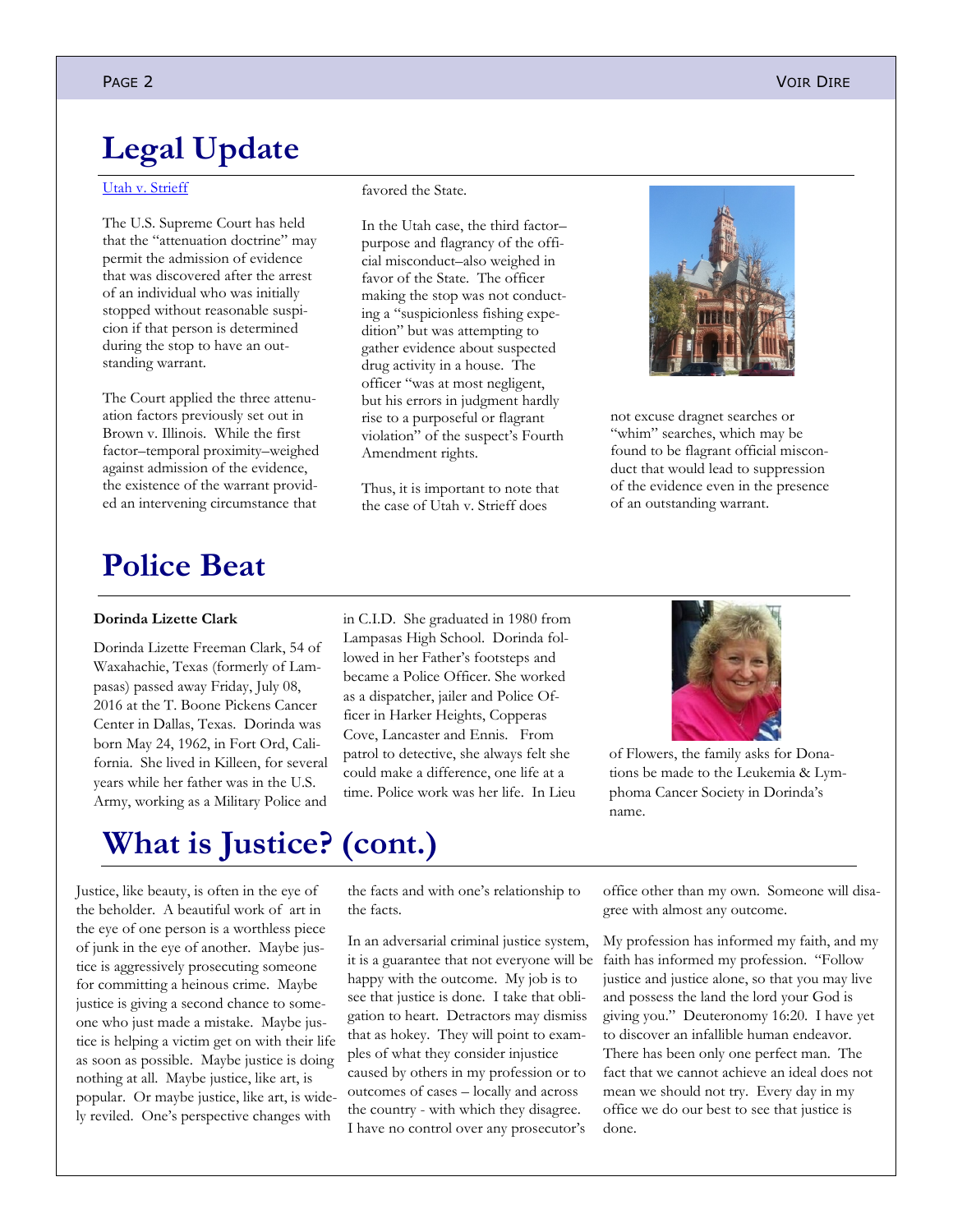## Legal Update

Utah v. Strieff

The U.S. Supreme Court has held that the "attenuation doctrine" may permit the admission of evidence that was discovered after the arrest of an individual who was initially stopped without reasonable suspicion if that person is determined during the stop to have an outstanding warrant.

The Court applied the three attenuation factors previously set out in Brown v. Illinois. While the first factor–temporal proximity–weighed against admission of the evidence, the existence of the warrant provided an intervening circumstance that favored the State.

In the Utah case, the third factor–purpose and flagrancy of the official misconduct–also weighed in favor of the State. The officer making the stop was not conducting a "suspicionless fishing expedition" but was attempting to gather evidence about suspected drug activity in a house. The officer "was at most negligent, but his errors in judgment hardly rise to a purposeful or flagrant violation" of the suspect's Fourth Amendment rights.

Thus, it is important to note that the case of Utah v. Strieff does not excuse dragnet searches or "whim" searches, which may be found to be flagrant official misconduct that would lead to suppression of the evidence even in the presence of an outstanding warrant.

## Police Beat

**Dorinda Lizette Clark**

Dorinda Lizette Freeman Clark, 54 of Waxahachie, Texas (formerly of Lampasas) passed away Friday, July 08, 2016 at the T. Boone Pickens Cancer Center in Dallas, Texas. Dorinda was born May 24, 1962, in Fort Ord, California. She lived in Killeen, for several years while her father was in the U.S. Army, working as a Military Police and in C.I.D. She graduated in 1980 from Lampasas High School. Dorinda followed in her Father's footsteps and became a Police Officer. She worked as a dispatcher, jailer and Police Officer in Harker Heights, Copperas Cove, Lancaster and Ennis. From patrol to detective, she always felt she could make a difference, one life at a time. Police work was her life. In Lieu of Flowers, the family asks for Donations be made to the Leukemia & Lymphoma Cancer Society in Dorinda's name.

## What is Justice? (cont.)

Justice, like beauty, is often in the eye of the beholder. A beautiful work of art in the eye of one person is a worthless piece of junk in the eye of another. Maybe justice is aggressively prosecuting someone for committing a heinous crime. Maybe justice is giving a second chance to someone who just made a mistake. Maybe justice is helping a victim get on with their life as soon as possible. Maybe justice is doing nothing at all. Maybe justice, like art, is popular. Or maybe justice, like art, is widely reviled. One's perspective changes with the facts and with one's relationship to the facts.

In an adversarial criminal justice system, it is a guarantee that not everyone will be happy with the outcome. My job is to see that justice is done. I take that obligation to heart. Detractors may dismiss that as hokey. They will point to examples of what they consider injustice caused by others in my profession or to outcomes of cases – locally and across the country - with which they disagree. I have no control over any prosecutor's office other than my own. Someone will disagree with almost any outcome.

My profession has informed my faith, and my faith has informed my profession. "Follow justice and justice alone, so that you may live and possess the land the lord your God is giving you." Deuteronomy 16:20. I have yet to discover an infallible human endeavor. There has been only one perfect man. The fact that we cannot achieve an ideal does not mean we should not try. Every day in my office we do our best to see that justice is done.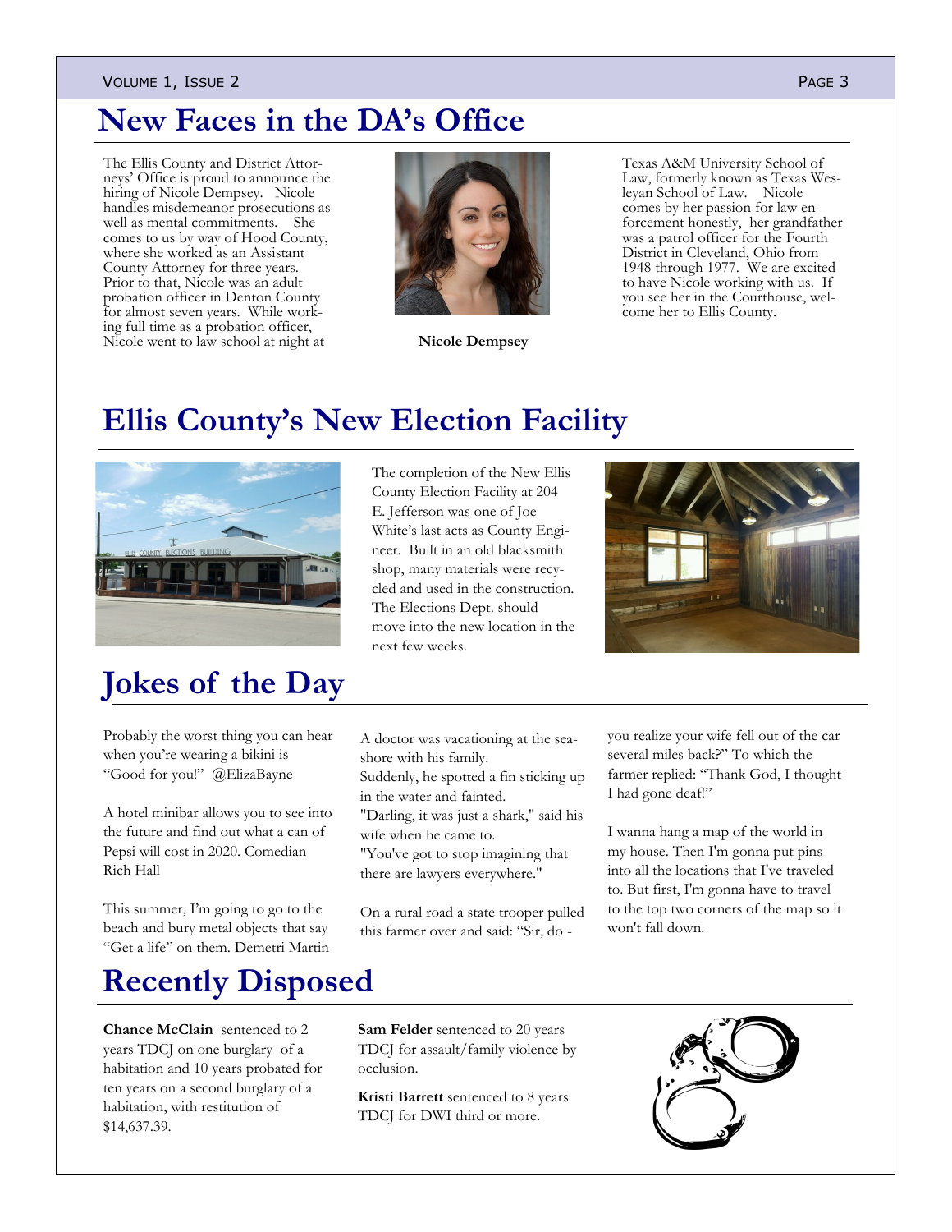# New Faces in the DA's Office

The Ellis County and District Attorneys' Office is proud to announce the hiring of Nicole Dempsey. Nicole handles misdemeanor prosecutions as well as mental commitments. She comes to us by way of Hood County, where she worked as an Assistant County Attorney for three years. Prior to that, Nicole was an adult probation officer in Denton County for almost seven years. While working full time as a probation officer, Nicole went to law school at night at Texas A&M University School of Law, formerly known as Texas Wesleyan School of Law. Nicole comes by her passion for law enforcement honestly, her grandfather was a patrol officer for the Fourth District in Cleveland, Ohio from 1948 through 1977. We are excited to have Nicole working with us. If you see her in the Courthouse, welcome her to Ellis County.

**Nicole Dempsey**

# Ellis County's New Election Facility

The completion of the New Ellis County Election Facility at 204 E. Jefferson was one of Joe White's last acts as County Engineer. Built in an old blacksmith shop, many materials were recycled and used in the construction. The Elections Dept. should move into the new location in the next few weeks.

# Jokes of the Day

Probably the worst thing you can hear when you're wearing a bikini is "Good for you!" @ElizaBayne

A hotel minibar allows you to see into the future and find out what a can of Pepsi will cost in 2020. Comedian Rich Hall

This summer, I'm going to go to the beach and bury metal objects that say "Get a life" on them. Demetri Martin

A doctor was vacationing at the seashore with his family.
Suddenly, he spotted a fin sticking up in the water and fainted.
"Darling, it was just a shark," said his wife when he came to.
"You've got to stop imagining that there are lawyers everywhere."

On a rural road a state trooper pulled this farmer over and said: "Sir, do you realize your wife fell out of the car several miles back?" To which the farmer replied: "Thank God, I thought I had gone deaf!"

I wanna hang a map of the world in my house. Then I'm gonna put pins into all the locations that I've traveled to. But first, I'm gonna have to travel to the top two corners of the map so it won't fall down.

# Recently Disposed

**Chance McClain** sentenced to 2 years TDCJ on one burglary of a habitation and 10 years probated for ten years on a second burglary of a habitation, with restitution of $14,637.39.

**Sam Felder** sentenced to 20 years TDCJ for assault/family violence by occlusion.

**Kristi Barrett** sentenced to 8 years TDCJ for DWI third or more.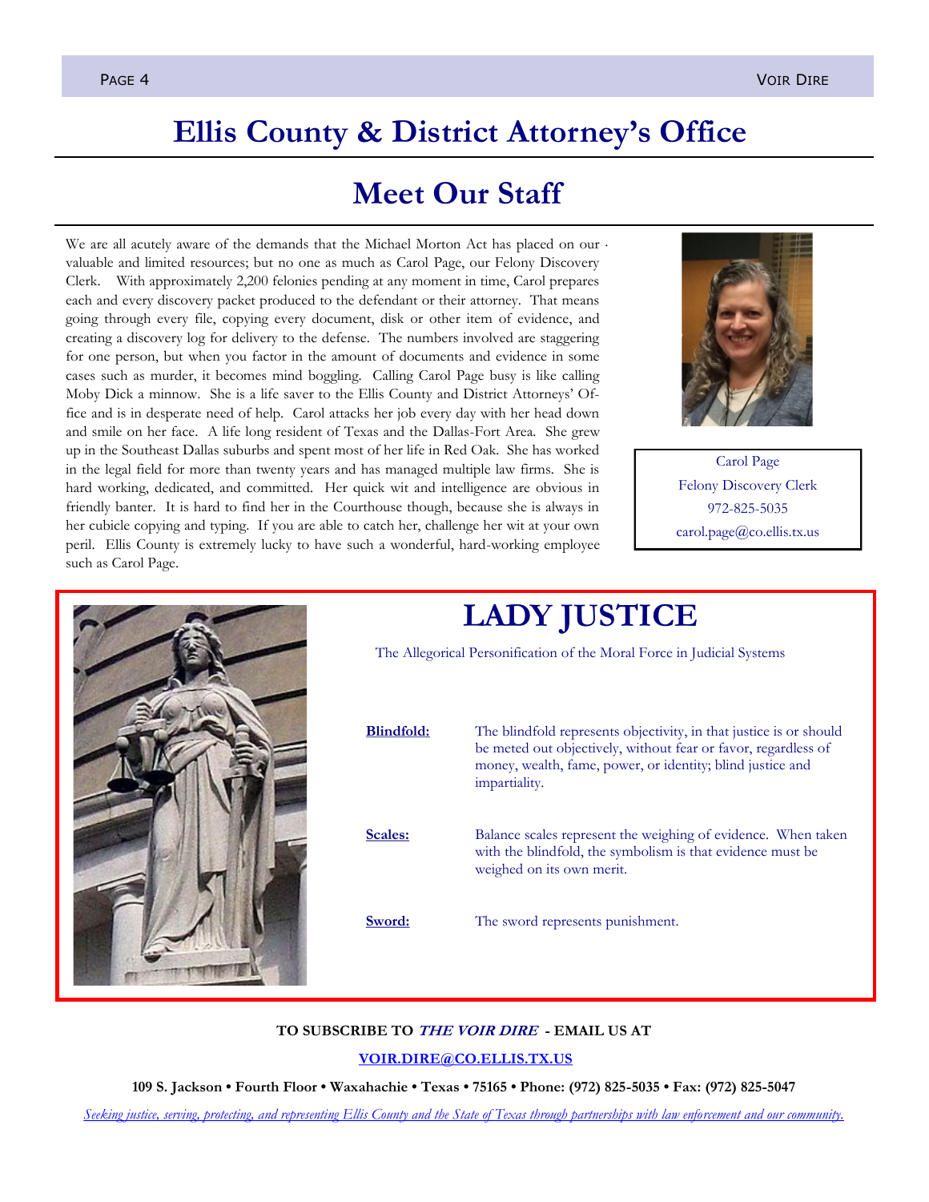# Ellis County & District Attorney's Office

## Meet Our Staff

We are all acutely aware of the demands that the Michael Morton Act has placed on our valuable and limited resources; but no one as much as Carol Page, our Felony Discovery Clerk. With approximately 2,200 felonies pending at any moment in time, Carol prepares each and every discovery packet produced to the defendant or their attorney. That means going through every file, copying every document, disk or other item of evidence, and creating a discovery log for delivery to the defense. The numbers involved are staggering for one person, but when you factor in the amount of documents and evidence in some cases such as murder, it becomes mind boggling. Calling Carol Page busy is like calling Moby Dick a minnow. She is a life saver to the Ellis County and District Attorneys' Office and is in desperate need of help. Carol attacks her job every day with her head down and smile on her face. A life long resident of Texas and the Dallas-Fort Area. She grew up in the Southeast Dallas suburbs and spent most of her life in Red Oak. She has worked in the legal field for more than twenty years and has managed multiple law firms. She is hard working, dedicated, and committed. Her quick wit and intelligence are obvious in friendly banter. It is hard to find her in the Courthouse though, because she is always in her cubicle copying and typing. If you are able to catch her, challenge her wit at your own peril. Ellis County is extremely lucky to have such a wonderful, hard-working employee such as Carol Page.

Carol Page
Felony Discovery Clerk
972-825-5035
carol.page@co.ellis.tx.us

## LADY JUSTICE

The Allegorical Personification of the Moral Force in Judicial Systems

**Blindfold:** The blindfold represents objectivity, in that justice is or should be meted out objectively, without fear or favor, regardless of money, wealth, fame, power, or identity; blind justice and impartiality.

**Scales:** Balance scales represent the weighing of evidence. When taken with the blindfold, the symbolism is that evidence must be weighed on its own merit.

**Sword:** The sword represents punishment.

**TO SUBSCRIBE TO *THE VOIR DIRE* - EMAIL US AT**

**VOIR.DIRE@CO.ELLIS.TX.US**

**109 S. Jackson • Fourth Floor • Waxahachie • Texas • 75165 • Phone: (972) 825-5035 • Fax: (972) 825-5047**

*Seeking justice, serving, protecting, and representing Ellis County and the State of Texas through partnerships with law enforcement and our community.*